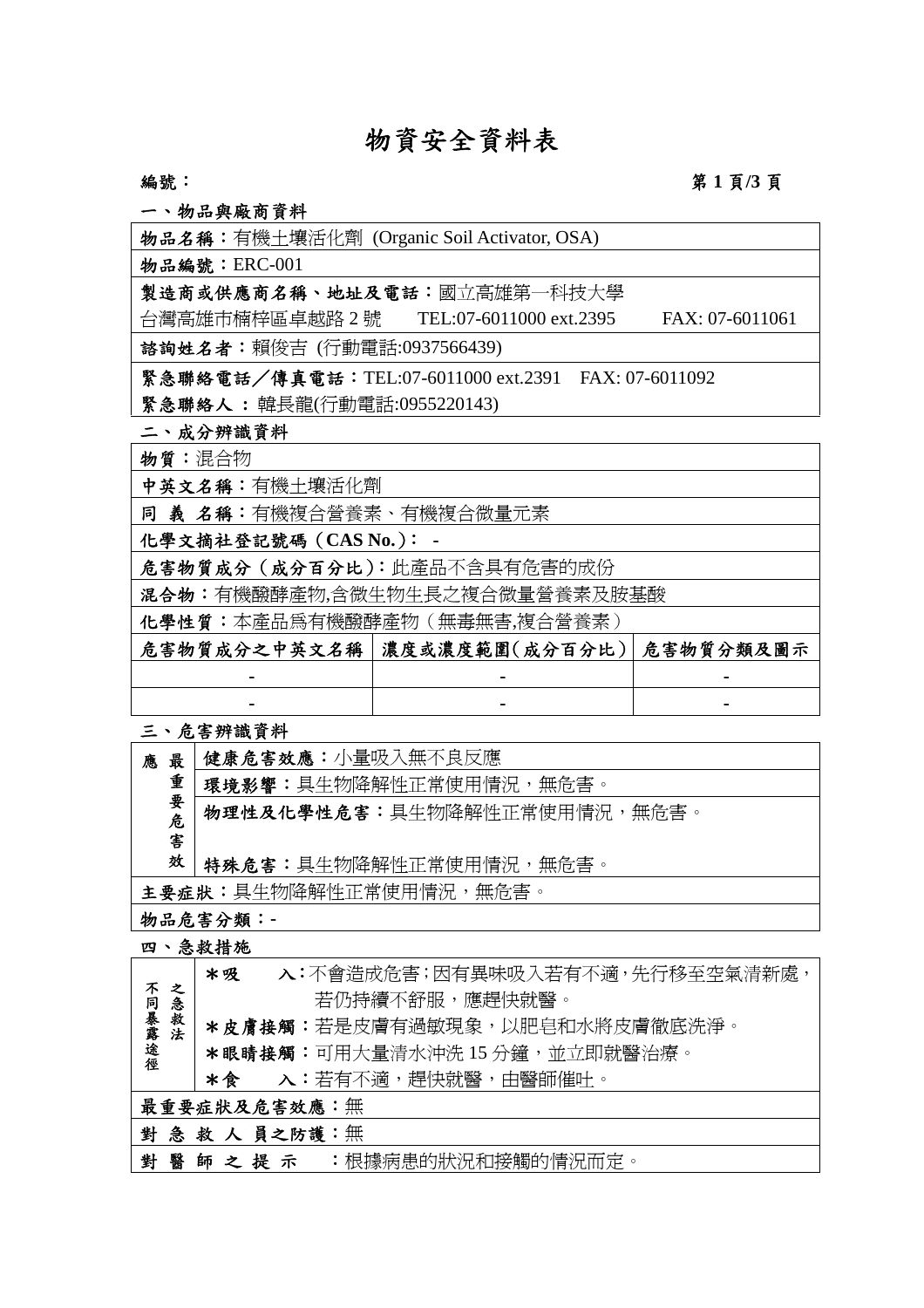# 物資安全資料表

**編號：**

## 一、物品與廠商資料

**物品名稱**：有機土壤活化劑 (Organic Soil Activator, OSA)

**物品編號**：ERC-001

**製造商或供應商名稱、地址及電話**：國立高雄第一科技大學
台灣高雄市楠梓區卓越路 2 號　TEL:07-6011000 ext.2395　FAX: 07-6011061

**諮詢姓名者**：賴俊吉 (行動電話:0937566439)

**緊急聯絡電話／傳真電話**：TEL:07-6011000 ext.2391　FAX: 07-6011092

**緊急聯絡人**：韓長龍(行動電話:0955220143)

## 二、成分辨識資料

**物質**：混合物

**中英文名稱**：有機土壤活化劑

**同 義 名稱**：有機複合營養素、有機複合微量元素

**化學文摘社登記號碼（CAS No.）**： -

**危害物質成分（成分百分比）**：此產品不含具有危害的成份

**混合物**：有機醱酵產物,含微生物生長之複合微量營養素及胺基酸

**化學性質**：本產品爲有機醱酵產物（無毒無害,複合營養素）

| 危害物質成分之中英文名稱 | 濃度或濃度範圍(成分百分比) | 危害物質分類及圖示 |
|---|---|---|
| - | - | - |
| - | - | - |

## 三、危害辨識資料

**應最重要危害效**

- **健康危害效應**：小量吸入無不良反應
- **環境影響**：具生物降解性正常使用情況，無危害。
- **物理性及化學性危害**：具生物降解性正常使用情況，無危害。
- **特殊危害**：具生物降解性正常使用情況，無危害。

**主要症狀**：具生物降解性正常使用情況，無危害。

**物品危害分類**：-

## 四、急救措施

**不同暴露途徑之急救法**

- ＊**吸　入**：不會造成危害;因有異味吸入若有不適,先行移至空氣清新處，若仍持續不舒服，應趕快就醫。
- ＊**皮膚接觸**：若是皮膚有過敏現象，以肥皂和水將皮膚徹底洗淨。
- ＊**眼睛接觸**：可用大量清水沖洗 15 分鐘，並立即就醫治療。
- ＊**食　入**：若有不適，趕快就醫，由醫師催吐。

**最重要症狀及危害效應**：無

**對急救人員之防護**：無

**對醫師之提示**：根據病患的狀況和接觸的情況而定。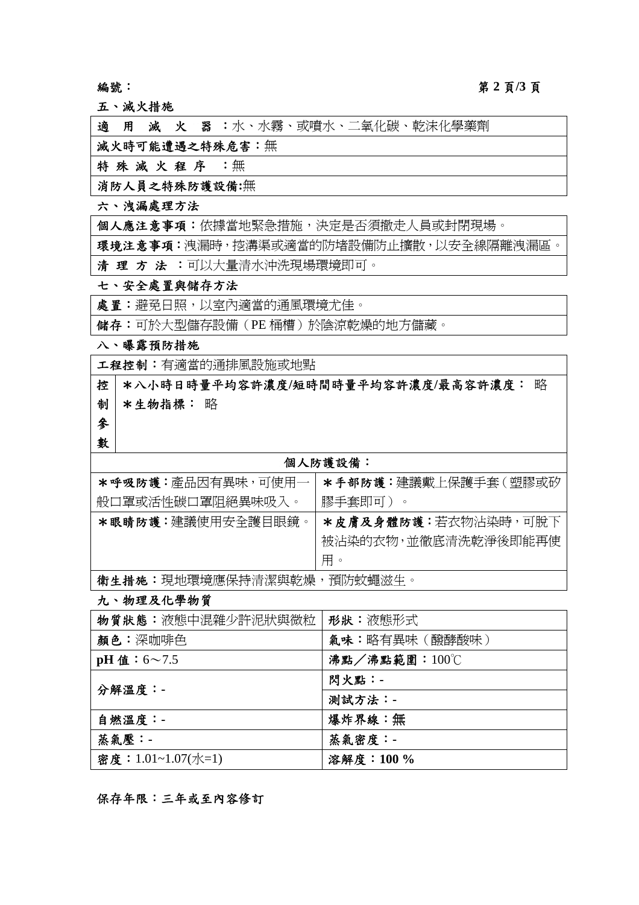編號：

## 五、滅火措施

| 適用滅火器：水、水霧、或噴水、二氧化碳、乾沫化學藥劑 |
|---|
| **減火時可能遭遇之特殊危害：**無 |
| **特殊滅火程序**：無 |
| **消防人員之特殊防護設備:**無 |

## 六、洩漏處理方法

| **個人應注意事項：**依據當地緊急措施，決定是否須撤走人員或封閉現場。 |
|---|
| **環境注意事項：**洩漏時，挖溝渠或適當的防堵設備防止擴散，以安全線隔離洩漏區。 |
| **清理方法**：可以大量清水沖洗現場環境即可。 |

## 七、安全處置與儲存方法

| **處置：**避免日照，以室內適當的通風環境尤佳。 |
|---|
| **儲存：**可於大型儲存設備（PE 桶槽）於陰涼乾燥的地方儲藏。 |

## 八、曝露預防措施

| **工程控制：**有適當的通排風設施或地點 | |
|---|---|
| **控制參數** | **＊八小時日時量平均容許濃度/短時間時量平均容許濃度/最高容許濃度：** 略<br>**＊生物指標：** 略 |
| **個人防護設備：** | |
| **＊呼吸防護：**產品因有異味，可使用一般口罩或活性碳口罩阻絕異味吸入。 | **＊手部防護：**建議戴上保護手套（塑膠或矽膠手套即可）。 |
| **＊眼睛防護：**建議使用安全護目眼鏡。 | **＊皮膚及身體防護：**若衣物沾染時，可脫下被沾染的衣物，並徹底清洗乾淨後即能再使用。 |
| **衛生措施：**現地環境應保持清潔與乾燥，預防蚊蠅滋生。 | |

## 九、物理及化學物質

| | |
|---|---|
| **物質狀態：**液態中混雜少許泥狀與微粒 | **形狀：**液態形式 |
| **顏色：**深咖啡色 | **氣味：**略有異味（醱酵酸味） |
| **pH 值：**6～7.5 | **沸點／沸點範圍：**100℃ |
| **分解溫度：**- | **閃火點：**- |
| | **測試方法：**- |
| **自燃溫度：**- | **爆炸界線：**無 |
| **蒸氣壓：**- | **蒸氣密度：**- |
| **密度：**1.01~1.07(水=1) | **溶解度：100 %** |

**保存年限：三年或至內容修訂**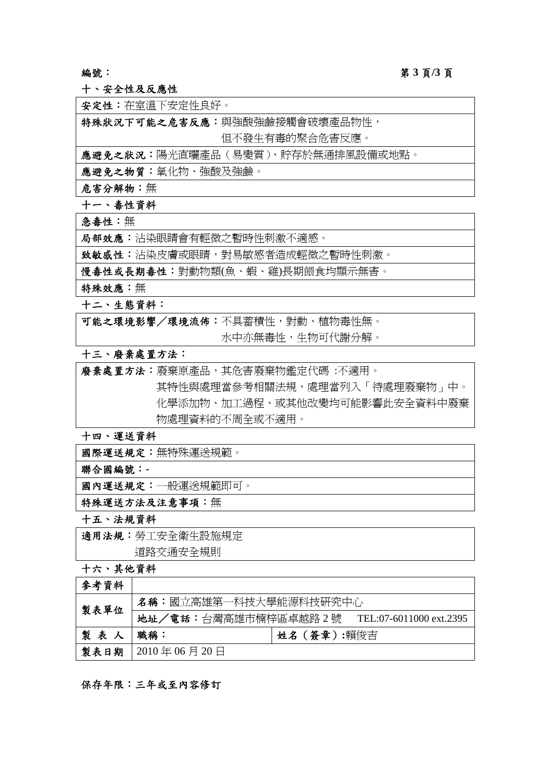編號：

## 十、安全性及反應性

| |
|---|
| **安定性**：在室溫下安定性良好。 |
| **特殊狀況下可能之危害反應**：與強酸強鹼接觸會破壞產品物性，但不發生有毒的聚合危害反應。 |
| **應避免之狀況**：陽光直曬產品（易變質）、貯存於無通排風設備或地點。 |
| **應避免之物質**：氧化物、強酸及強鹼。 |
| **危害分解物**：無 |

## 十一、毒性資料

| |
|---|
| **急毒性**：無 |
| **局部效應**：沾染眼睛會有輕微之暫時性刺激不適感。 |
| **致敏感性**：沾染皮膚或眼睛，對易敏感者造成輕微之暫時性刺激。 |
| **慢毒性或長期毒性**：對動物類(魚、蝦、雞)長期餵食均顯示無害。 |
| **特殊效應**：無 |

## 十二、生態資料：

| |
|---|
| **可能之環境影響／環境流佈**：不具蓄積性，對動、植物毒性無。水中亦無毒性，生物可代謝分解。 |

## 十三、廢棄處置方法：

| |
|---|
| **廢棄處置方法**：廢棄原產品，其危害廢棄物鑑定代碼 :不適用。其特性與處理當參考相關法規，處理當列入「待處理廢棄物」中。化學添加物、加工過程、或其他改變均可能影響此安全資料中廢棄物處理資料的不周全或不適用。 |

## 十四、運送資料

| |
|---|
| **國際運送規定**：無特殊運送規範。 |
| **聯合國編號**：- |
| **國內運送規定**：一般運送規範即可。 |
| **特殊運送方法及注意事項**：無 |

## 十五、法規資料

| |
|---|
| **適用法規**：勞工安全衛生設施規定<br>道路交通安全規則 |

## 十六、其他資料

| | | |
|---|---|---|
| **參考資料** | | |
| **製表單位** | **名稱**：國立高雄第一科技大學能源科技研究中心 | |
| | **地址／電話**：台灣高雄市楠梓區卓越路 2 號　TEL:07-6011000 ext.2395 | |
| **製 表 人** | **職稱**： | **姓名（簽章）:**賴俊吉 |
| **製表日期** | 2010 年 06 月 20 日 | |

**保存年限：三年或至內容修訂**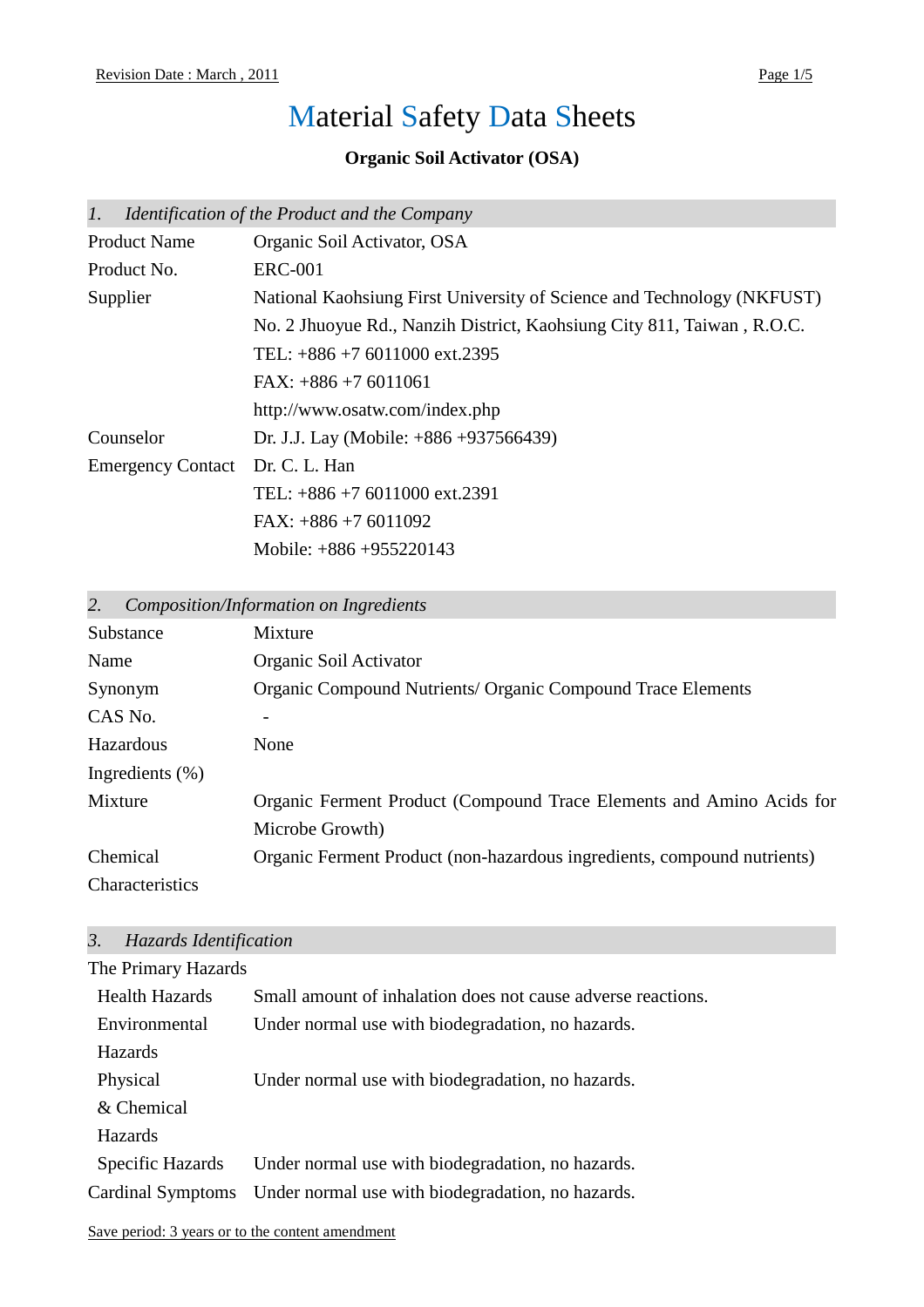# Material Safety Data Sheets

**Organic Soil Activator (OSA)**

## 1. Identification of the Product and the Company

| | |
|---|---|
| Product Name | Organic Soil Activator, OSA |
| Product No. | ERC-001 |
| Supplier | National Kaohsiung First University of Science and Technology (NKFUST) |
| | No. 2 Jhuoyue Rd., Nanzih District, Kaohsiung City 811, Taiwan , R.O.C. |
| | TEL: +886 +7 6011000 ext.2395 |
| | FAX: +886 +7 6011061 |
| | http://www.osatw.com/index.php |
| Counselor | Dr. J.J. Lay (Mobile: +886 +937566439) |
| Emergency Contact | Dr. C. L. Han |
| | TEL: +886 +7 6011000 ext.2391 |
| | FAX: +886 +7 6011092 |
| | Mobile: +886 +955220143 |

## 2. Composition/Information on Ingredients

| | |
|---|---|
| Substance | Mixture |
| Name | Organic Soil Activator |
| Synonym | Organic Compound Nutrients/ Organic Compound Trace Elements |
| CAS No. | - |
| Hazardous Ingredients (%) | None |
| Mixture | Organic Ferment Product (Compound Trace Elements and Amino Acids for Microbe Growth) |
| Chemical Characteristics | Organic Ferment Product (non-hazardous ingredients, compound nutrients) |

## 3. Hazards Identification

The Primary Hazards

| | |
|---|---|
| Health Hazards | Small amount of inhalation does not cause adverse reactions. |
| Environmental Hazards | Under normal use with biodegradation, no hazards. |
| Physical & Chemical Hazards | Under normal use with biodegradation, no hazards. |
| Specific Hazards | Under normal use with biodegradation, no hazards. |
| Cardinal Symptoms | Under normal use with biodegradation, no hazards. |

Save period: 3 years or to the content amendment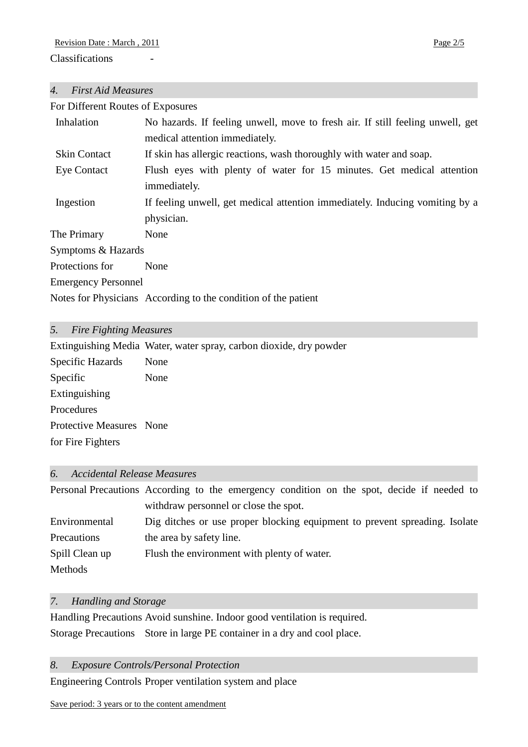| Classifications | - |
|---|---|

## *4. First Aid Measures*

For Different Routes of Exposures

| | |
|---|---|
| Inhalation | No hazards. If feeling unwell, move to fresh air. If still feeling unwell, get medical attention immediately. |
| Skin Contact | If skin has allergic reactions, wash thoroughly with water and soap. |
| Eye Contact | Flush eyes with plenty of water for 15 minutes. Get medical attention immediately. |
| Ingestion | If feeling unwell, get medical attention immediately. Inducing vomiting by a physician. |
| The Primary Symptoms & Hazards | None |
| Protections for Emergency Personnel | None |
| Notes for Physicians | According to the condition of the patient |

## *5. Fire Fighting Measures*

| | |
|---|---|
| Extinguishing Media | Water, water spray, carbon dioxide, dry powder |
| Specific Hazards | None |
| Specific Extinguishing Procedures | None |
| Protective Measures for Fire Fighters | None |

## *6. Accidental Release Measures*

| | |
|---|---|
| Personal Precautions | According to the emergency condition on the spot, decide if needed to withdraw personnel or close the spot. |
| Environmental Precautions | Dig ditches or use proper blocking equipment to prevent spreading. Isolate the area by safety line. |
| Spill Clean up Methods | Flush the environment with plenty of water. |

## *7. Handling and Storage*

| | |
|---|---|
| Handling Precautions | Avoid sunshine. Indoor good ventilation is required. |
| Storage Precautions | Store in large PE container in a dry and cool place. |

## *8. Exposure Controls/Personal Protection*

| | |
|---|---|
| Engineering Controls | Proper ventilation system and place |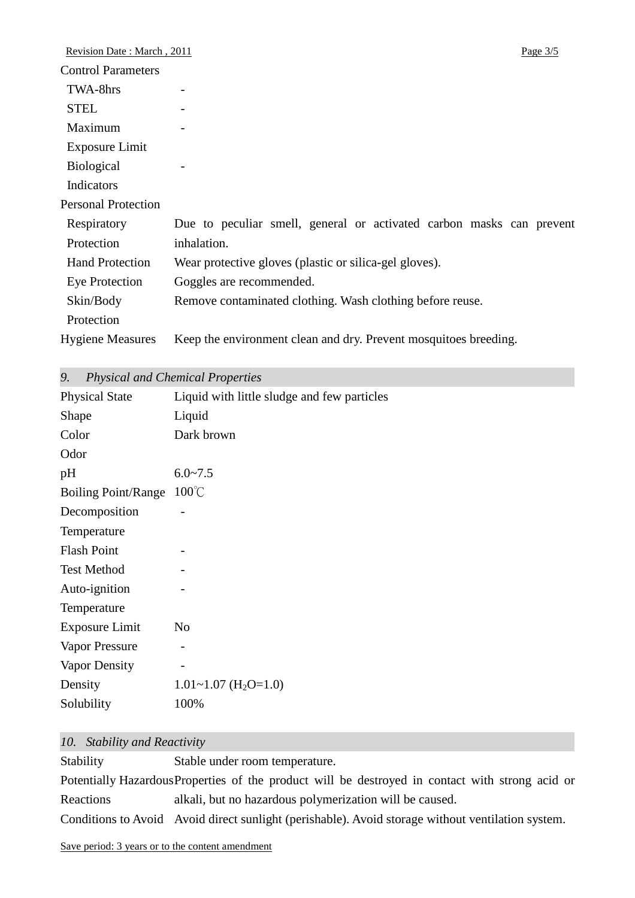Control Parameters

| | |
|---|---|
| TWA-8hrs | - |
| STEL | - |
| Maximum Exposure Limit | - |
| Biological Indicators | - |

Personal Protection

| | |
|---|---|
| Respiratory Protection | Due to peculiar smell, general or activated carbon masks can prevent inhalation. |
| Hand Protection | Wear protective gloves (plastic or silica-gel gloves). |
| Eye Protection | Goggles are recommended. |
| Skin/Body Protection | Remove contaminated clothing. Wash clothing before reuse. |
| Hygiene Measures | Keep the environment clean and dry. Prevent mosquitoes breeding. |

## *9. Physical and Chemical Properties*

| | |
|---|---|
| Physical State | Liquid with little sludge and few particles |
| Shape | Liquid |
| Color | Dark brown |
| Odor | |
| pH | 6.0~7.5 |
| Boiling Point/Range | 100℃ |
| Decomposition Temperature | - |
| Flash Point | - |
| Test Method | - |
| Auto-ignition Temperature | - |
| Exposure Limit | No |
| Vapor Pressure | - |
| Vapor Density | - |
| Density | 1.01~1.07 ($H_2O$=1.0) |
| Solubility | 100% |

## *10. Stability and Reactivity*

| | |
|---|---|
| Stability | Stable under room temperature. |
| Potentially Hazardous Reactions | Properties of the product will be destroyed in contact with strong acid or alkali, but no hazardous polymerization will be caused. |
| Conditions to Avoid | Avoid direct sunlight (perishable). Avoid storage without ventilation system. |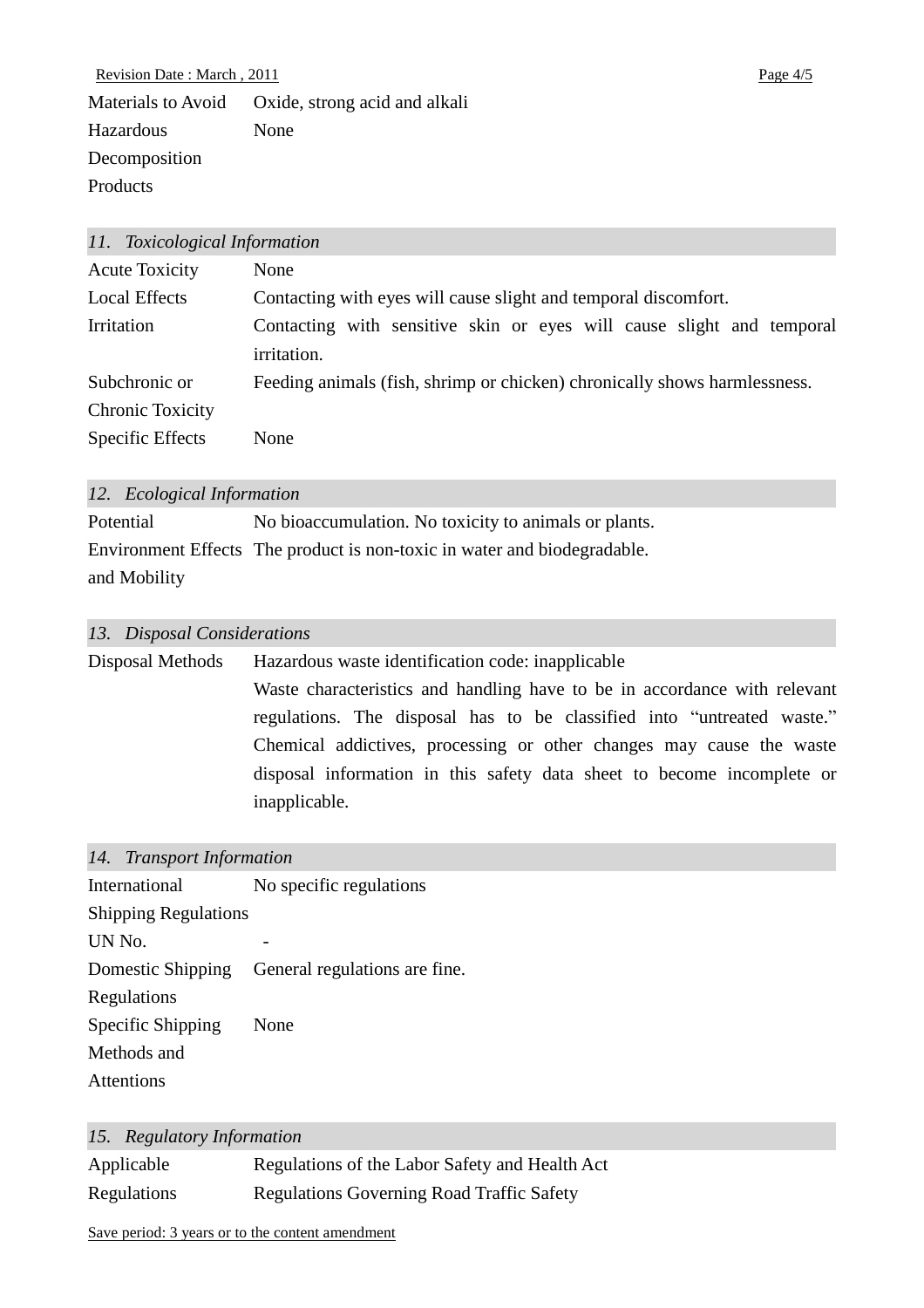| | |
|---|---|
| Materials to Avoid | Oxide, strong acid and alkali |
| Hazardous Decomposition Products | None |

## *11. Toxicological Information*

| | |
|---|---|
| Acute Toxicity | None |
| Local Effects | Contacting with eyes will cause slight and temporal discomfort. |
| Irritation | Contacting with sensitive skin or eyes will cause slight and temporal irritation. |
| Subchronic or Chronic Toxicity | Feeding animals (fish, shrimp or chicken) chronically shows harmlessness. |
| Specific Effects | None |

## *12. Ecological Information*

| | |
|---|---|
| Potential Environment Effects and Mobility | No bioaccumulation. No toxicity to animals or plants.<br>The product is non-toxic in water and biodegradable. |

## *13. Disposal Considerations*

| | |
|---|---|
| Disposal Methods | Hazardous waste identification code: inapplicable<br>Waste characteristics and handling have to be in accordance with relevant regulations. The disposal has to be classified into “untreated waste.” Chemical addictives, processing or other changes may cause the waste disposal information in this safety data sheet to become incomplete or inapplicable. |

## *14. Transport Information*

| | |
|---|---|
| International Shipping Regulations | No specific regulations |
| UN No. | - |
| Domestic Shipping Regulations | General regulations are fine. |
| Specific Shipping Methods and Attentions | None |

## *15. Regulatory Information*

| | |
|---|---|
| Applicable Regulations | Regulations of the Labor Safety and Health Act<br>Regulations Governing Road Traffic Safety |

Save period: 3 years or to the content amendment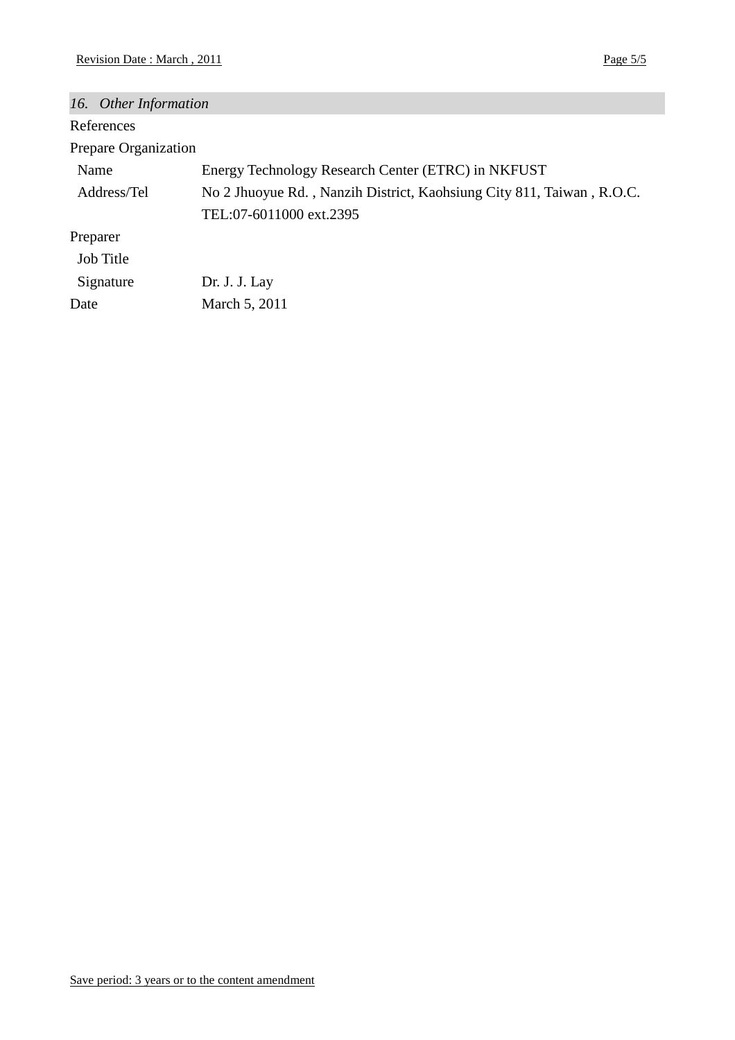## 16. Other Information

| | |
|---|---|
| References | |
| Prepare Organization | |
| Name | Energy Technology Research Center (ETRC) in NKFUST |
| Address/Tel | No 2 Jhuoyue Rd. , Nanzih District, Kaohsiung City 811, Taiwan , R.O.C.<br>TEL:07-6011000 ext.2395 |
| Preparer | |
| Job Title | |
| Signature | Dr. J. J. Lay |
| Date | March 5, 2011 |

Save period: 3 years or to the content amendment